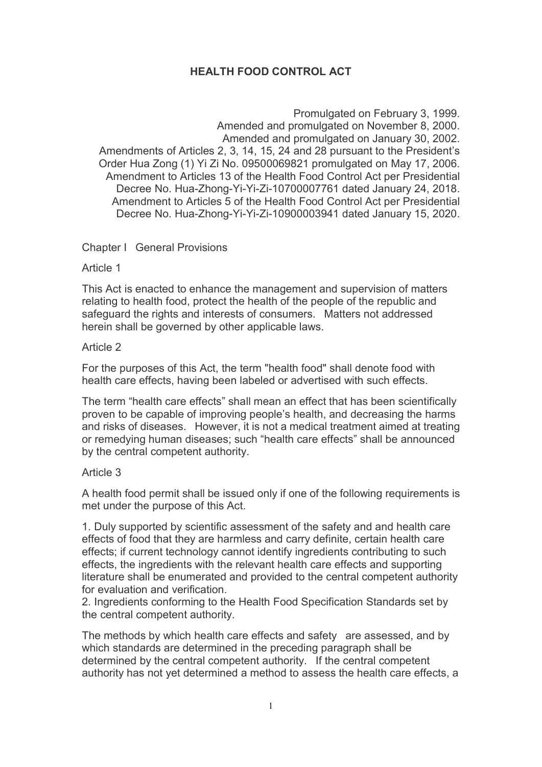# HEALTH FOOD CONTROL ACT

Promulgated on February 3, 1999.
Amended and promulgated on November 8, 2000.
Amended and promulgated on January 30, 2002.
Amendments of Articles 2, 3, 14, 15, 24 and 28 pursuant to the President's Order Hua Zong (1) Yi Zi No. 09500069821 promulgated on May 17, 2006.
Amendment to Articles 13 of the Health Food Control Act per Presidential Decree No. Hua-Zhong-Yi-Yi-Zi-10700007761 dated January 24, 2018.
Amendment to Articles 5 of the Health Food Control Act per Presidential Decree No. Hua-Zhong-Yi-Yi-Zi-10900003941 dated January 15, 2020.

## Chapter I General Provisions

### Article 1

This Act is enacted to enhance the management and supervision of matters relating to health food, protect the health of the people of the republic and safeguard the rights and interests of consumers. Matters not addressed herein shall be governed by other applicable laws.

### Article 2

For the purposes of this Act, the term "health food" shall denote food with health care effects, having been labeled or advertised with such effects.

The term "health care effects" shall mean an effect that has been scientifically proven to be capable of improving people's health, and decreasing the harms and risks of diseases. However, it is not a medical treatment aimed at treating or remedying human diseases; such "health care effects" shall be announced by the central competent authority.

### Article 3

A health food permit shall be issued only if one of the following requirements is met under the purpose of this Act.

1. Duly supported by scientific assessment of the safety and and health care effects of food that they are harmless and carry definite, certain health care effects; if current technology cannot identify ingredients contributing to such effects, the ingredients with the relevant health care effects and supporting literature shall be enumerated and provided to the central competent authority for evaluation and verification.
2. Ingredients conforming to the Health Food Specification Standards set by the central competent authority.

The methods by which health care effects and safety are assessed, and by which standards are determined in the preceding paragraph shall be determined by the central competent authority. If the central competent authority has not yet determined a method to assess the health care effects, a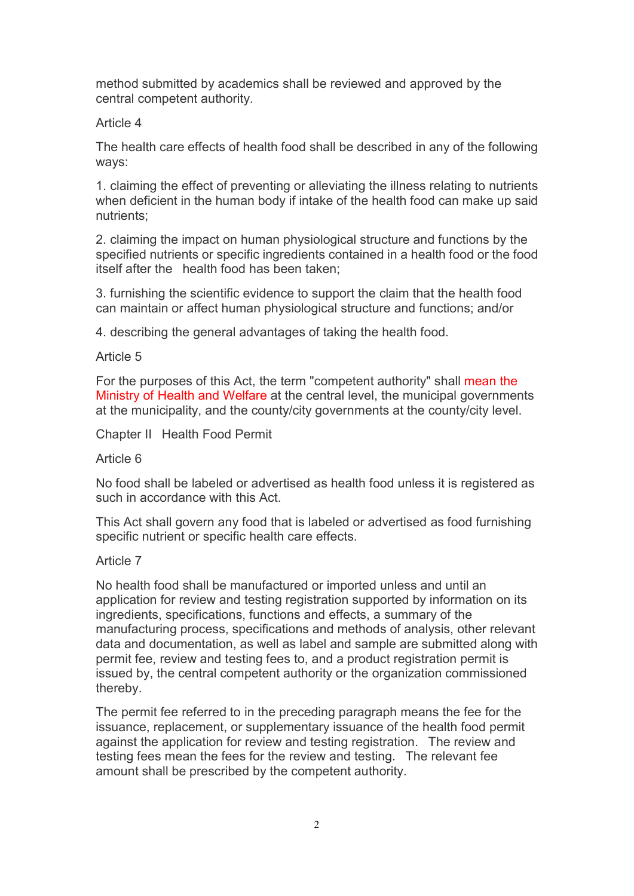method submitted by academics shall be reviewed and approved by the central competent authority.

Article 4

The health care effects of health food shall be described in any of the following ways:

1. claiming the effect of preventing or alleviating the illness relating to nutrients when deficient in the human body if intake of the health food can make up said nutrients;

2. claiming the impact on human physiological structure and functions by the specified nutrients or specific ingredients contained in a health food or the food itself after the health food has been taken;

3. furnishing the scientific evidence to support the claim that the health food can maintain or affect human physiological structure and functions; and/or

4. describing the general advantages of taking the health food.

Article 5

For the purposes of this Act, the term "competent authority" shall mean the Ministry of Health and Welfare at the central level, the municipal governments at the municipality, and the county/city governments at the county/city level.

Chapter II Health Food Permit

Article 6

No food shall be labeled or advertised as health food unless it is registered as such in accordance with this Act.

This Act shall govern any food that is labeled or advertised as food furnishing specific nutrient or specific health care effects.

Article 7

No health food shall be manufactured or imported unless and until an application for review and testing registration supported by information on its ingredients, specifications, functions and effects, a summary of the manufacturing process, specifications and methods of analysis, other relevant data and documentation, as well as label and sample are submitted along with permit fee, review and testing fees to, and a product registration permit is issued by, the central competent authority or the organization commissioned thereby.

The permit fee referred to in the preceding paragraph means the fee for the issuance, replacement, or supplementary issuance of the health food permit against the application for review and testing registration. The review and testing fees mean the fees for the review and testing. The relevant fee amount shall be prescribed by the competent authority.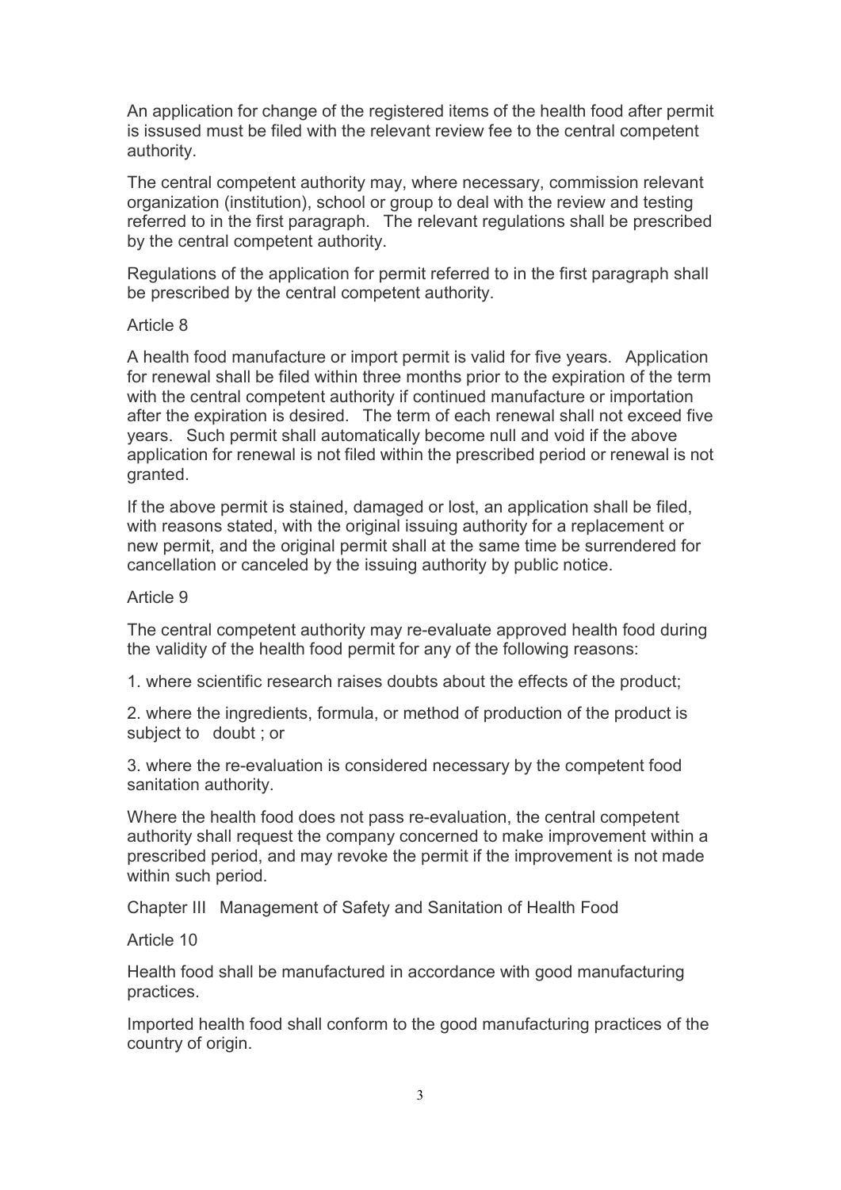An application for change of the registered items of the health food after permit is issued must be filed with the relevant review fee to the central competent authority.

The central competent authority may, where necessary, commission relevant organization (institution), school or group to deal with the review and testing referred to in the first paragraph. The relevant regulations shall be prescribed by the central competent authority.

Regulations of the application for permit referred to in the first paragraph shall be prescribed by the central competent authority.

Article 8

A health food manufacture or import permit is valid for five years. Application for renewal shall be filed within three months prior to the expiration of the term with the central competent authority if continued manufacture or importation after the expiration is desired. The term of each renewal shall not exceed five years. Such permit shall automatically become null and void if the above application for renewal is not filed within the prescribed period or renewal is not granted.

If the above permit is stained, damaged or lost, an application shall be filed, with reasons stated, with the original issuing authority for a replacement or new permit, and the original permit shall at the same time be surrendered for cancellation or canceled by the issuing authority by public notice.

Article 9

The central competent authority may re-evaluate approved health food during the validity of the health food permit for any of the following reasons:

1. where scientific research raises doubts about the effects of the product;

2. where the ingredients, formula, or method of production of the product is subject to doubt ; or

3. where the re-evaluation is considered necessary by the competent food sanitation authority.

Where the health food does not pass re-evaluation, the central competent authority shall request the company concerned to make improvement within a prescribed period, and may revoke the permit if the improvement is not made within such period.

Chapter III Management of Safety and Sanitation of Health Food

Article 10

Health food shall be manufactured in accordance with good manufacturing practices.

Imported health food shall conform to the good manufacturing practices of the country of origin.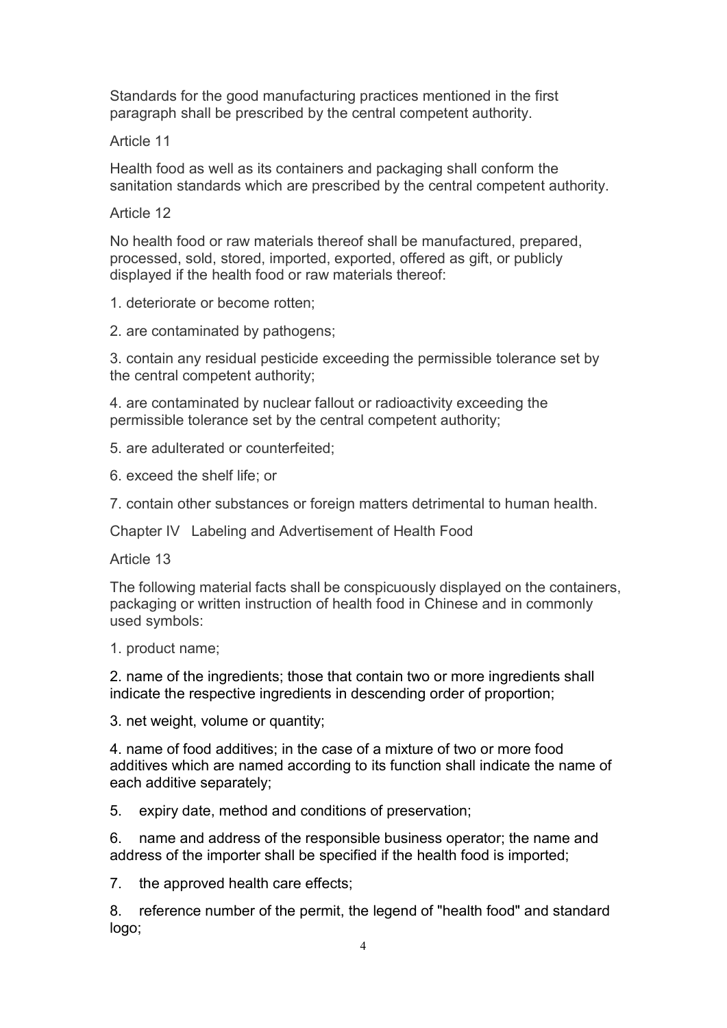Standards for the good manufacturing practices mentioned in the first paragraph shall be prescribed by the central competent authority.

### Article 11

Health food as well as its containers and packaging shall conform the sanitation standards which are prescribed by the central competent authority.

### Article 12

No health food or raw materials thereof shall be manufactured, prepared, processed, sold, stored, imported, exported, offered as gift, or publicly displayed if the health food or raw materials thereof:

1. deteriorate or become rotten;
2. are contaminated by pathogens;
3. contain any residual pesticide exceeding the permissible tolerance set by the central competent authority;
4. are contaminated by nuclear fallout or radioactivity exceeding the permissible tolerance set by the central competent authority;
5. are adulterated or counterfeited;
6. exceed the shelf life; or
7. contain other substances or foreign matters detrimental to human health.

## Chapter IV Labeling and Advertisement of Health Food

### Article 13

The following material facts shall be conspicuously displayed on the containers, packaging or written instruction of health food in Chinese and in commonly used symbols:

1. product name;
2. name of the ingredients; those that contain two or more ingredients shall indicate the respective ingredients in descending order of proportion;
3. net weight, volume or quantity;
4. name of food additives; in the case of a mixture of two or more food additives which are named according to its function shall indicate the name of each additive separately;
5. expiry date, method and conditions of preservation;
6. name and address of the responsible business operator; the name and address of the importer shall be specified if the health food is imported;
7. the approved health care effects;
8. reference number of the permit, the legend of "health food" and standard logo;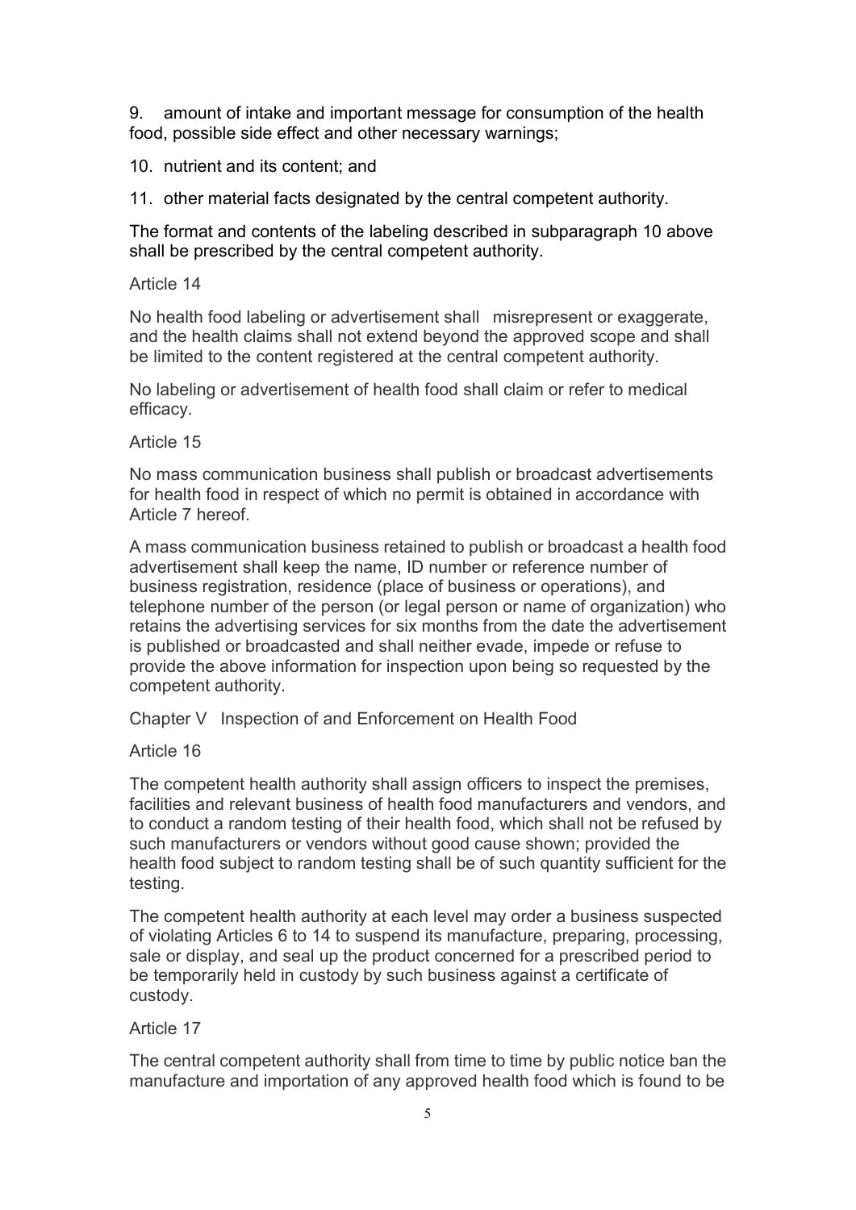9. amount of intake and important message for consumption of the health food, possible side effect and other necessary warnings;

10. nutrient and its content; and

11. other material facts designated by the central competent authority.

The format and contents of the labeling described in subparagraph 10 above shall be prescribed by the central competent authority.

Article 14

No health food labeling or advertisement shall misrepresent or exaggerate, and the health claims shall not extend beyond the approved scope and shall be limited to the content registered at the central competent authority.

No labeling or advertisement of health food shall claim or refer to medical efficacy.

Article 15

No mass communication business shall publish or broadcast advertisements for health food in respect of which no permit is obtained in accordance with Article 7 hereof.

A mass communication business retained to publish or broadcast a health food advertisement shall keep the name, ID number or reference number of business registration, residence (place of business or operations), and telephone number of the person (or legal person or name of organization) who retains the advertising services for six months from the date the advertisement is published or broadcasted and shall neither evade, impede or refuse to provide the above information for inspection upon being so requested by the competent authority.

## Chapter V Inspection of and Enforcement on Health Food

Article 16

The competent health authority shall assign officers to inspect the premises, facilities and relevant business of health food manufacturers and vendors, and to conduct a random testing of their health food, which shall not be refused by such manufacturers or vendors without good cause shown; provided the health food subject to random testing shall be of such quantity sufficient for the testing.

The competent health authority at each level may order a business suspected of violating Articles 6 to 14 to suspend its manufacture, preparing, processing, sale or display, and seal up the product concerned for a prescribed period to be temporarily held in custody by such business against a certificate of custody.

Article 17

The central competent authority shall from time to time by public notice ban the manufacture and importation of any approved health food which is found to be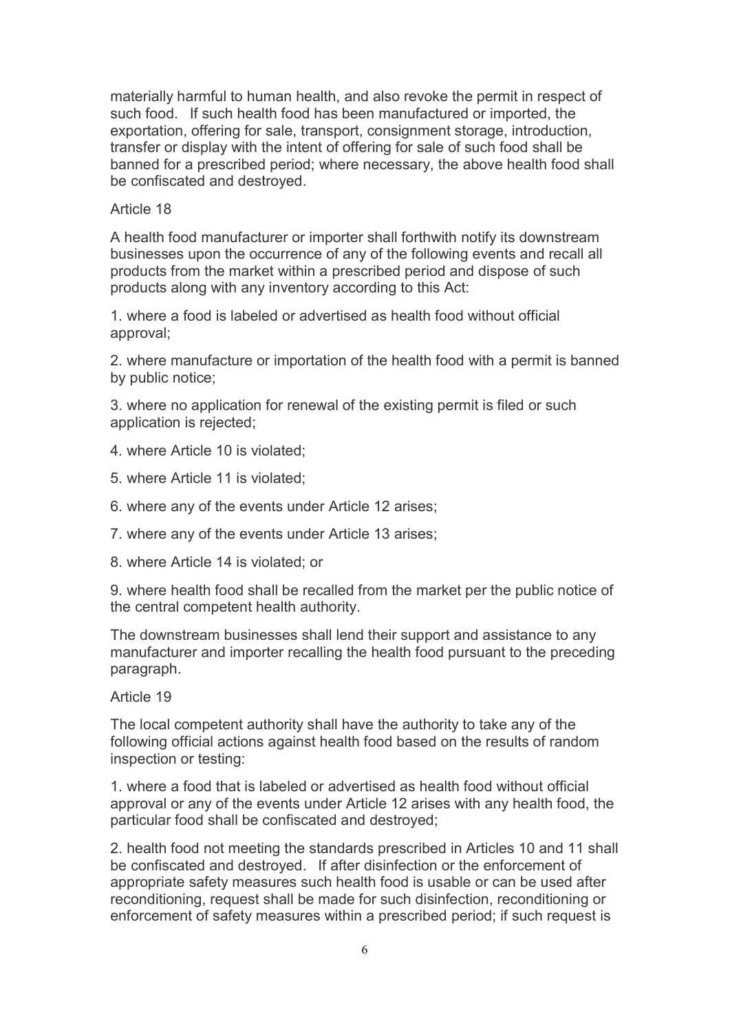materially harmful to human health, and also revoke the permit in respect of such food. If such health food has been manufactured or imported, the exportation, offering for sale, transport, consignment storage, introduction, transfer or display with the intent of offering for sale of such food shall be banned for a prescribed period; where necessary, the above health food shall be confiscated and destroyed.

Article 18

A health food manufacturer or importer shall forthwith notify its downstream businesses upon the occurrence of any of the following events and recall all products from the market within a prescribed period and dispose of such products along with any inventory according to this Act:

1. where a food is labeled or advertised as health food without official approval;

2. where manufacture or importation of the health food with a permit is banned by public notice;

3. where no application for renewal of the existing permit is filed or such application is rejected;

4. where Article 10 is violated;

5. where Article 11 is violated;

6. where any of the events under Article 12 arises;

7. where any of the events under Article 13 arises;

8. where Article 14 is violated; or

9. where health food shall be recalled from the market per the public notice of the central competent health authority.

The downstream businesses shall lend their support and assistance to any manufacturer and importer recalling the health food pursuant to the preceding paragraph.

Article 19

The local competent authority shall have the authority to take any of the following official actions against health food based on the results of random inspection or testing:

1. where a food that is labeled or advertised as health food without official approval or any of the events under Article 12 arises with any health food, the particular food shall be confiscated and destroyed;

2. health food not meeting the standards prescribed in Articles 10 and 11 shall be confiscated and destroyed. If after disinfection or the enforcement of appropriate safety measures such health food is usable or can be used after reconditioning, request shall be made for such disinfection, reconditioning or enforcement of safety measures within a prescribed period; if such request is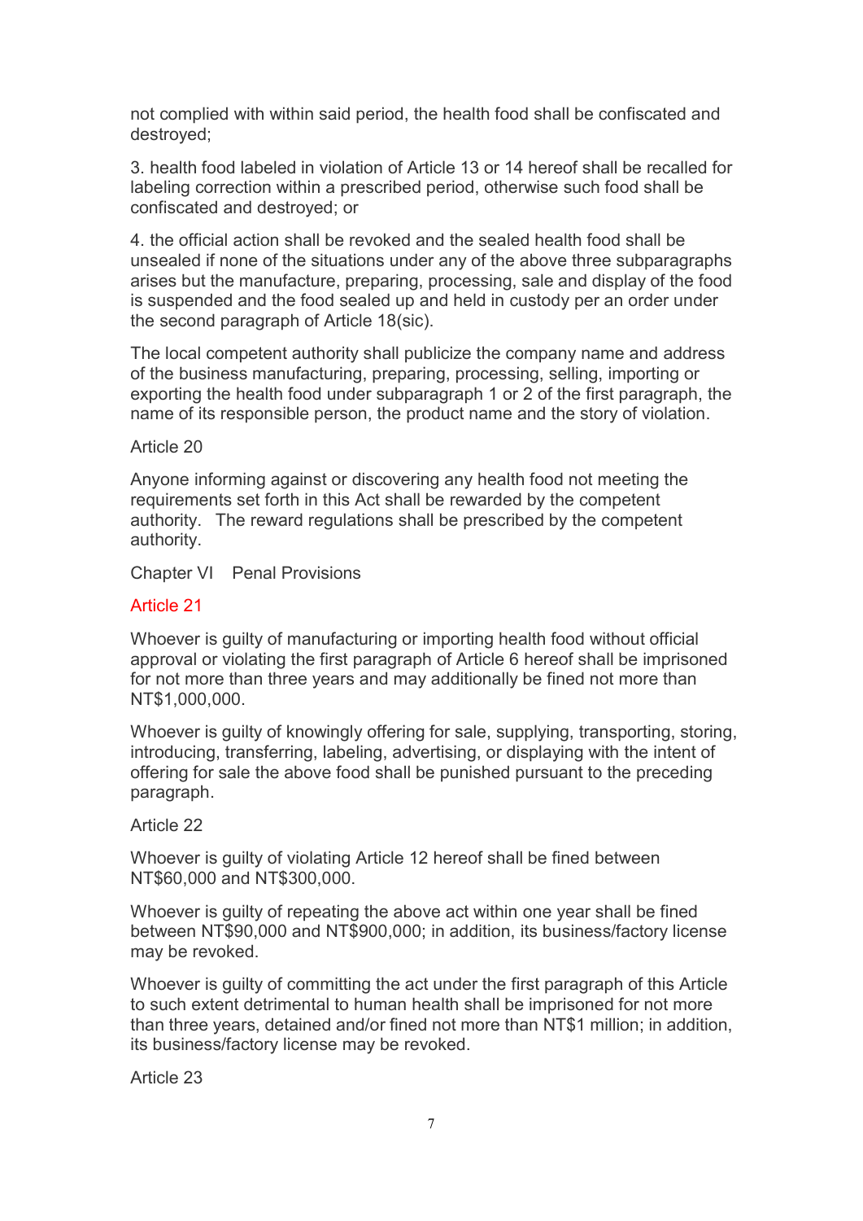not complied with within said period, the health food shall be confiscated and destroyed;

3. health food labeled in violation of Article 13 or 14 hereof shall be recalled for labeling correction within a prescribed period, otherwise such food shall be confiscated and destroyed; or

4. the official action shall be revoked and the sealed health food shall be unsealed if none of the situations under any of the above three subparagraphs arises but the manufacture, preparing, processing, sale and display of the food is suspended and the food sealed up and held in custody per an order under the second paragraph of Article 18(sic).

The local competent authority shall publicize the company name and address of the business manufacturing, preparing, processing, selling, importing or exporting the health food under subparagraph 1 or 2 of the first paragraph, the name of its responsible person, the product name and the story of violation.

Article 20

Anyone informing against or discovering any health food not meeting the requirements set forth in this Act shall be rewarded by the competent authority. The reward regulations shall be prescribed by the competent authority.

## Chapter VI Penal Provisions

Article 21

Whoever is guilty of manufacturing or importing health food without official approval or violating the first paragraph of Article 6 hereof shall be imprisoned for not more than three years and may additionally be fined not more than NT$1,000,000.

Whoever is guilty of knowingly offering for sale, supplying, transporting, storing, introducing, transferring, labeling, advertising, or displaying with the intent of offering for sale the above food shall be punished pursuant to the preceding paragraph.

Article 22

Whoever is guilty of violating Article 12 hereof shall be fined between NT$60,000 and NT$300,000.

Whoever is guilty of repeating the above act within one year shall be fined between NT$90,000 and NT$900,000; in addition, its business/factory license may be revoked.

Whoever is guilty of committing the act under the first paragraph of this Article to such extent detrimental to human health shall be imprisoned for not more than three years, detained and/or fined not more than NT$1 million; in addition, its business/factory license may be revoked.

Article 23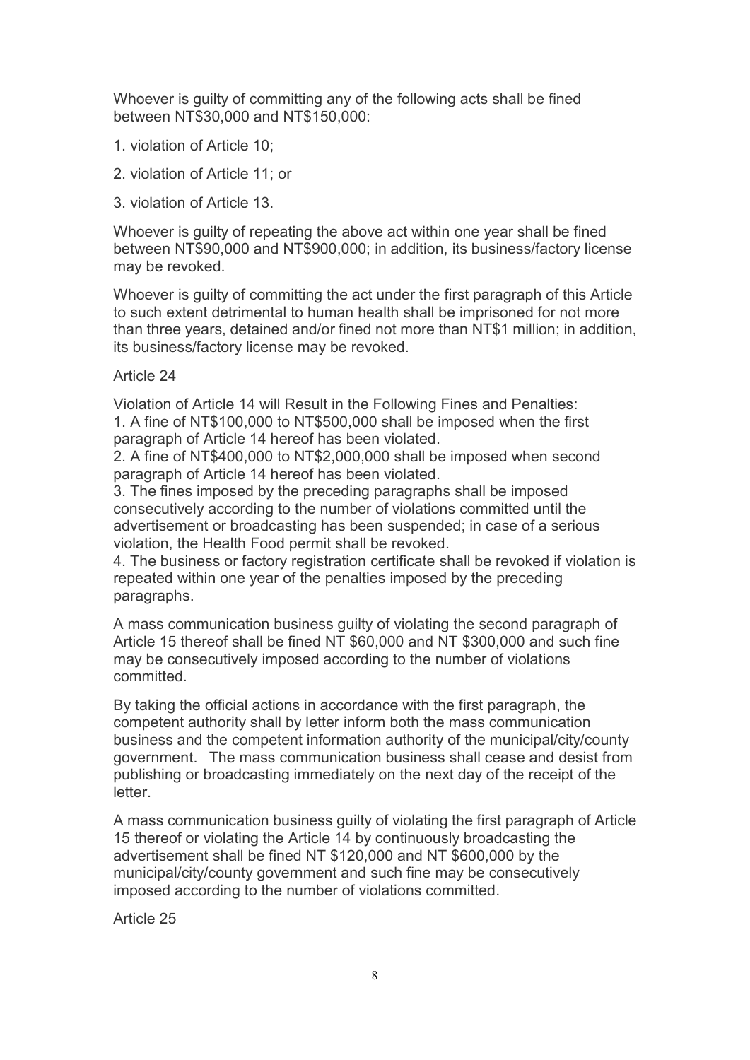Whoever is guilty of committing any of the following acts shall be fined between NT$30,000 and NT$150,000:

1. violation of Article 10;

2. violation of Article 11; or

3. violation of Article 13.

Whoever is guilty of repeating the above act within one year shall be fined between NT$90,000 and NT$900,000; in addition, its business/factory license may be revoked.

Whoever is guilty of committing the act under the first paragraph of this Article to such extent detrimental to human health shall be imprisoned for not more than three years, detained and/or fined not more than NT$1 million; in addition, its business/factory license may be revoked.

Article 24

Violation of Article 14 will Result in the Following Fines and Penalties:
1. A fine of NT$100,000 to NT$500,000 shall be imposed when the first paragraph of Article 14 hereof has been violated.
2. A fine of NT$400,000 to NT$2,000,000 shall be imposed when second paragraph of Article 14 hereof has been violated.
3. The fines imposed by the preceding paragraphs shall be imposed consecutively according to the number of violations committed until the advertisement or broadcasting has been suspended; in case of a serious violation, the Health Food permit shall be revoked.
4. The business or factory registration certificate shall be revoked if violation is repeated within one year of the penalties imposed by the preceding paragraphs.

A mass communication business guilty of violating the second paragraph of Article 15 thereof shall be fined NT $60,000 and NT $300,000 and such fine may be consecutively imposed according to the number of violations committed.

By taking the official actions in accordance with the first paragraph, the competent authority shall by letter inform both the mass communication business and the competent information authority of the municipal/city/county government. The mass communication business shall cease and desist from publishing or broadcasting immediately on the next day of the receipt of the letter.

A mass communication business guilty of violating the first paragraph of Article 15 thereof or violating the Article 14 by continuously broadcasting the advertisement shall be fined NT $120,000 and NT $600,000 by the municipal/city/county government and such fine may be consecutively imposed according to the number of violations committed.

Article 25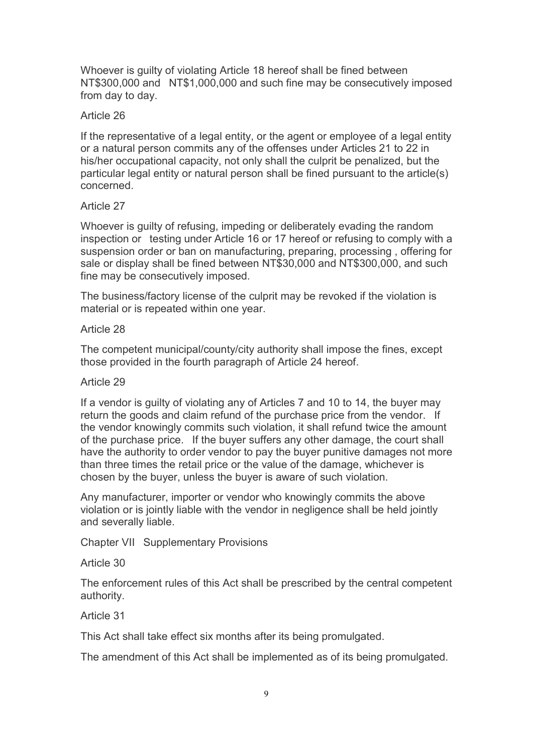Whoever is guilty of violating Article 18 hereof shall be fined between NT$300,000 and NT$1,000,000 and such fine may be consecutively imposed from day to day.

Article 26

If the representative of a legal entity, or the agent or employee of a legal entity or a natural person commits any of the offenses under Articles 21 to 22 in his/her occupational capacity, not only shall the culprit be penalized, but the particular legal entity or natural person shall be fined pursuant to the article(s) concerned.

Article 27

Whoever is guilty of refusing, impeding or deliberately evading the random inspection or testing under Article 16 or 17 hereof or refusing to comply with a suspension order or ban on manufacturing, preparing, processing , offering for sale or display shall be fined between NT$30,000 and NT$300,000, and such fine may be consecutively imposed.

The business/factory license of the culprit may be revoked if the violation is material or is repeated within one year.

Article 28

The competent municipal/county/city authority shall impose the fines, except those provided in the fourth paragraph of Article 24 hereof.

Article 29

If a vendor is guilty of violating any of Articles 7 and 10 to 14, the buyer may return the goods and claim refund of the purchase price from the vendor. If the vendor knowingly commits such violation, it shall refund twice the amount of the purchase price. If the buyer suffers any other damage, the court shall have the authority to order vendor to pay the buyer punitive damages not more than three times the retail price or the value of the damage, whichever is chosen by the buyer, unless the buyer is aware of such violation.

Any manufacturer, importer or vendor who knowingly commits the above violation or is jointly liable with the vendor in negligence shall be held jointly and severally liable.

## Chapter VII Supplementary Provisions

Article 30

The enforcement rules of this Act shall be prescribed by the central competent authority.

Article 31

This Act shall take effect six months after its being promulgated.

The amendment of this Act shall be implemented as of its being promulgated.